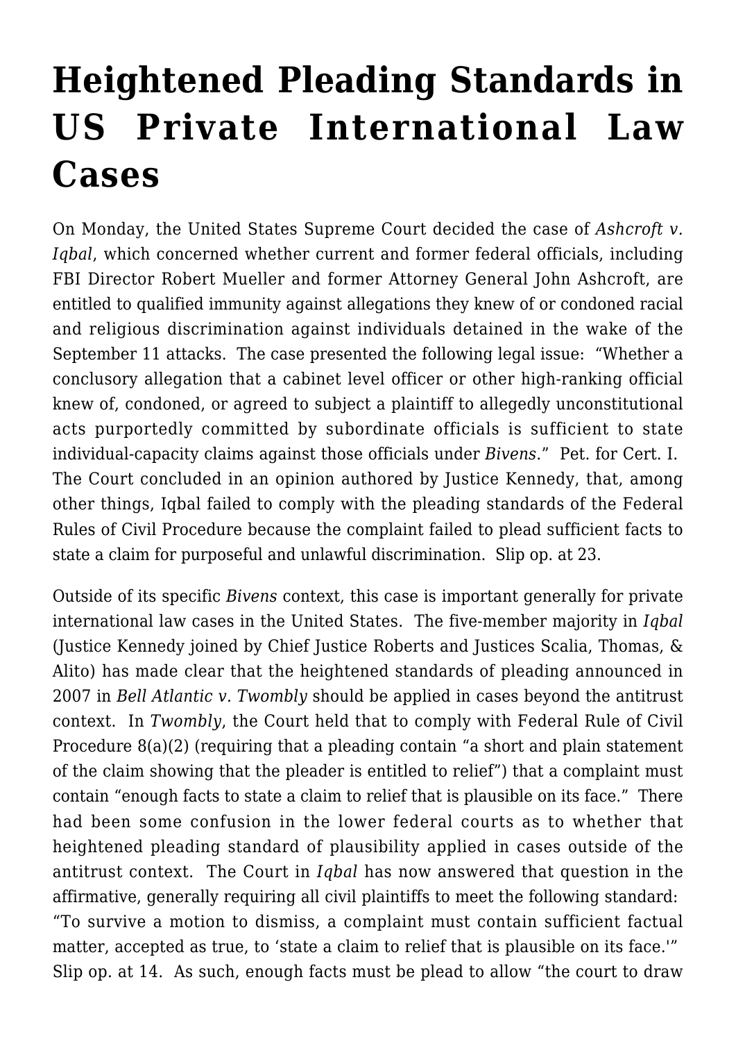# Heightened Pleading Standards in US Private International Law Cases

On Monday, the United States Supreme Court decided the case of *Ashcroft v. Iqbal*, which concerned whether current and former federal officials, including FBI Director Robert Mueller and former Attorney General John Ashcroft, are entitled to qualified immunity against allegations they knew of or condoned racial and religious discrimination against individuals detained in the wake of the September 11 attacks. The case presented the following legal issue: "Whether a conclusory allegation that a cabinet level officer or other high-ranking official knew of, condoned, or agreed to subject a plaintiff to allegedly unconstitutional acts purportedly committed by subordinate officials is sufficient to state individual-capacity claims against those officials under *Bivens*." Pet. for Cert. I. The Court concluded in an opinion authored by Justice Kennedy, that, among other things, Iqbal failed to comply with the pleading standards of the Federal Rules of Civil Procedure because the complaint failed to plead sufficient facts to state a claim for purposeful and unlawful discrimination. Slip op. at 23.

Outside of its specific *Bivens* context, this case is important generally for private international law cases in the United States. The five-member majority in *Iqbal* (Justice Kennedy joined by Chief Justice Roberts and Justices Scalia, Thomas, & Alito) has made clear that the heightened standards of pleading announced in 2007 in *Bell Atlantic v. Twombly* should be applied in cases beyond the antitrust context. In *Twombly*, the Court held that to comply with Federal Rule of Civil Procedure 8(a)(2) (requiring that a pleading contain "a short and plain statement of the claim showing that the pleader is entitled to relief") that a complaint must contain "enough facts to state a claim to relief that is plausible on its face." There had been some confusion in the lower federal courts as to whether that heightened pleading standard of plausibility applied in cases outside of the antitrust context. The Court in *Iqbal* has now answered that question in the affirmative, generally requiring all civil plaintiffs to meet the following standard: "To survive a motion to dismiss, a complaint must contain sufficient factual matter, accepted as true, to 'state a claim to relief that is plausible on its face.'" Slip op. at 14. As such, enough facts must be plead to allow "the court to draw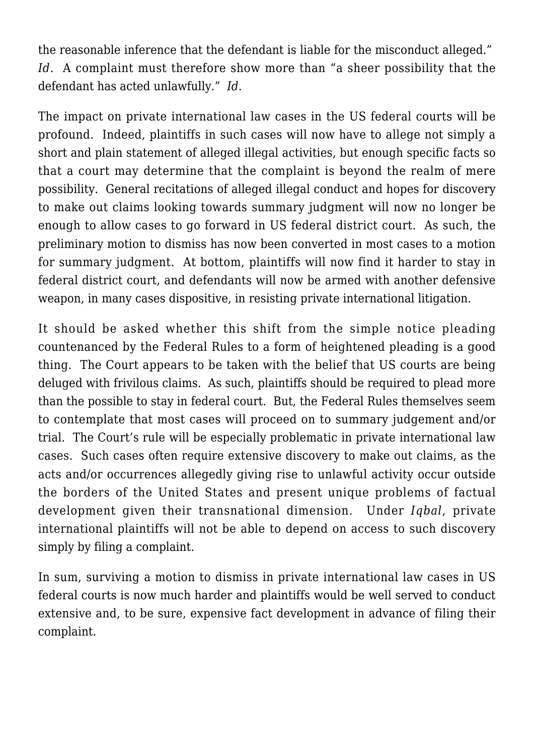the reasonable inference that the defendant is liable for the misconduct alleged." *Id*. A complaint must therefore show more than "a sheer possibility that the defendant has acted unlawfully." *Id*.

The impact on private international law cases in the US federal courts will be profound. Indeed, plaintiffs in such cases will now have to allege not simply a short and plain statement of alleged illegal activities, but enough specific facts so that a court may determine that the complaint is beyond the realm of mere possibility. General recitations of alleged illegal conduct and hopes for discovery to make out claims looking towards summary judgment will now no longer be enough to allow cases to go forward in US federal district court. As such, the preliminary motion to dismiss has now been converted in most cases to a motion for summary judgment. At bottom, plaintiffs will now find it harder to stay in federal district court, and defendants will now be armed with another defensive weapon, in many cases dispositive, in resisting private international litigation.

It should be asked whether this shift from the simple notice pleading countenanced by the Federal Rules to a form of heightened pleading is a good thing. The Court appears to be taken with the belief that US courts are being deluged with frivilous claims. As such, plaintiffs should be required to plead more than the possible to stay in federal court. But, the Federal Rules themselves seem to contemplate that most cases will proceed on to summary judgement and/or trial. The Court's rule will be especially problematic in private international law cases. Such cases often require extensive discovery to make out claims, as the acts and/or occurrences allegedly giving rise to unlawful activity occur outside the borders of the United States and present unique problems of factual development given their transnational dimension. Under *Iqbal*, private international plaintiffs will not be able to depend on access to such discovery simply by filing a complaint.

In sum, surviving a motion to dismiss in private international law cases in US federal courts is now much harder and plaintiffs would be well served to conduct extensive and, to be sure, expensive fact development in advance of filing their complaint.